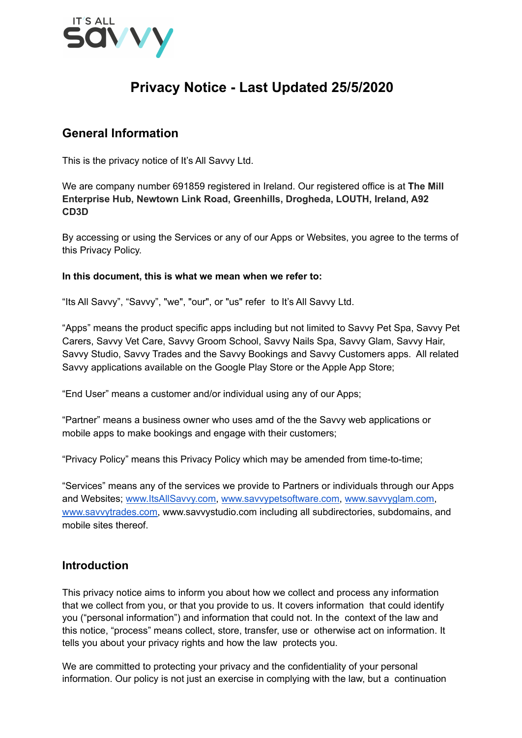# Privacy Notice - Last Updated 25/5/2020

## General Information

This is the privacy notice of It's All Savvy Ltd.

We are company number 691859 registered in Ireland. Our registered office is at **The Mill Enterprise Hub, Newtown Link Road, Greenhills, Drogheda, LOUTH, Ireland, A92 CD3D**

By accessing or using the Services or any of our Apps or Websites, you agree to the terms of this Privacy Policy.

**In this document, this is what we mean when we refer to:**

"Its All Savvy", "Savvy", "we", "our", or "us" refer to It's All Savvy Ltd.

"Apps" means the product specific apps including but not limited to Savvy Pet Spa, Savvy Pet Carers, Savvy Vet Care, Savvy Groom School, Savvy Nails Spa, Savvy Glam, Savvy Hair, Savvy Studio, Savvy Trades and the Savvy Bookings and Savvy Customers apps. All related Savvy applications available on the Google Play Store or the Apple App Store;

"End User" means a customer and/or individual using any of our Apps;

"Partner" means a business owner who uses amd of the the Savvy web applications or mobile apps to make bookings and engage with their customers;

"Privacy Policy" means this Privacy Policy which may be amended from time-to-time;

"Services" means any of the services we provide to Partners or individuals through our Apps and Websites; www.ItsAllSavvy.com, www.savvypetsoftware.com, www.savvyglam.com, www.savvytrades.com, www.savvystudio.com including all subdirectories, subdomains, and mobile sites thereof.

## Introduction

This privacy notice aims to inform you about how we collect and process any information that we collect from you, or that you provide to us. It covers information that could identify you ("personal information") and information that could not. In the context of the law and this notice, "process" means collect, store, transfer, use or otherwise act on information. It tells you about your privacy rights and how the law protects you.

We are committed to protecting your privacy and the confidentiality of your personal information. Our policy is not just an exercise in complying with the law, but a continuation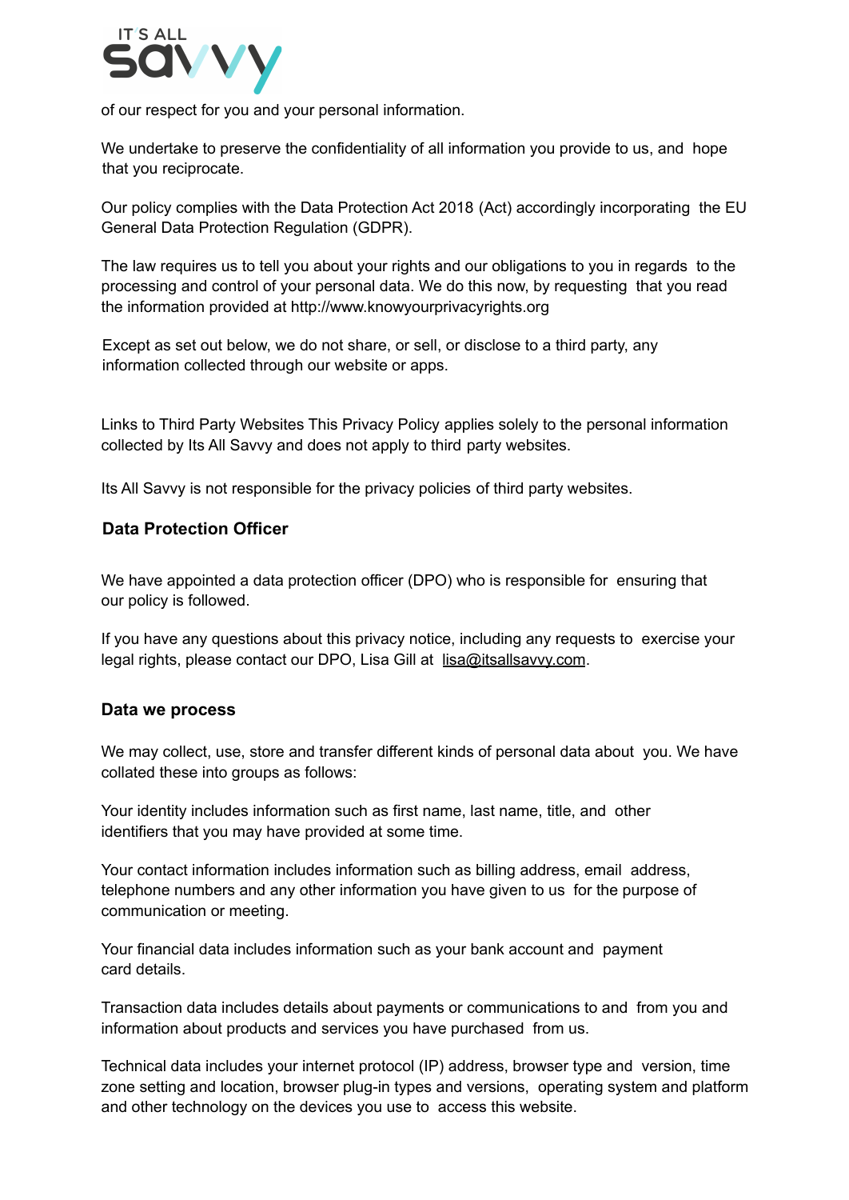of our respect for you and your personal information.

We undertake to preserve the confidentiality of all information you provide to us, and hope that you reciprocate.

Our policy complies with the Data Protection Act 2018 (Act) accordingly incorporating the EU General Data Protection Regulation (GDPR).

The law requires us to tell you about your rights and our obligations to you in regards to the processing and control of your personal data. We do this now, by requesting that you read the information provided at http://www.knowyourprivacyrights.org

Except as set out below, we do not share, or sell, or disclose to a third party, any information collected through our website or apps.

Links to Third Party Websites This Privacy Policy applies solely to the personal information collected by Its All Savvy and does not apply to third party websites.

Its All Savvy is not responsible for the privacy policies of third party websites.

## Data Protection Officer

We have appointed a data protection officer (DPO) who is responsible for ensuring that our policy is followed.

If you have any questions about this privacy notice, including any requests to exercise your legal rights, please contact our DPO, Lisa Gill at lisa@itsallsavvy.com.

## Data we process

We may collect, use, store and transfer different kinds of personal data about you. We have collated these into groups as follows:

Your identity includes information such as first name, last name, title, and other identifiers that you may have provided at some time.

Your contact information includes information such as billing address, email address, telephone numbers and any other information you have given to us for the purpose of communication or meeting.

Your financial data includes information such as your bank account and payment card details.

Transaction data includes details about payments or communications to and from you and information about products and services you have purchased from us.

Technical data includes your internet protocol (IP) address, browser type and version, time zone setting and location, browser plug-in types and versions, operating system and platform and other technology on the devices you use to access this website.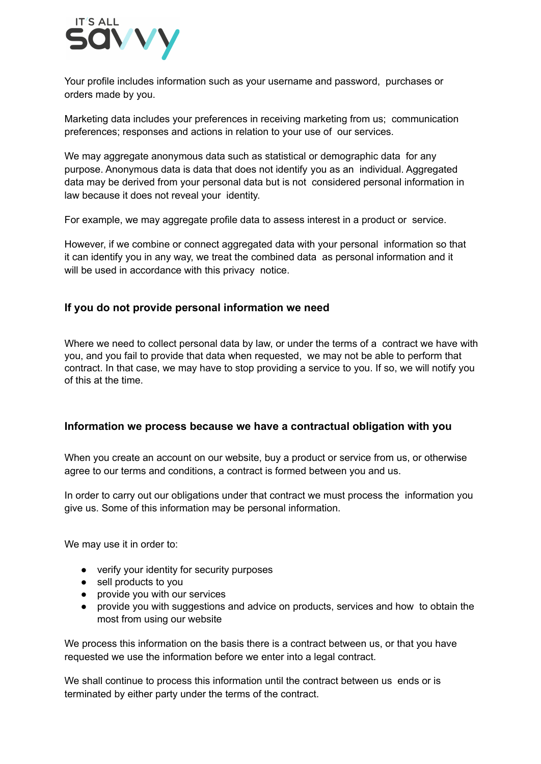Your profile includes information such as your username and password, purchases or orders made by you.

Marketing data includes your preferences in receiving marketing from us; communication preferences; responses and actions in relation to your use of our services.

We may aggregate anonymous data such as statistical or demographic data for any purpose. Anonymous data is data that does not identify you as an individual. Aggregated data may be derived from your personal data but is not considered personal information in law because it does not reveal your identity.

For example, we may aggregate profile data to assess interest in a product or service.

However, if we combine or connect aggregated data with your personal information so that it can identify you in any way, we treat the combined data as personal information and it will be used in accordance with this privacy notice.

### If you do not provide personal information we need

Where we need to collect personal data by law, or under the terms of a contract we have with you, and you fail to provide that data when requested, we may not be able to perform that contract. In that case, we may have to stop providing a service to you. If so, we will notify you of this at the time.

### Information we process because we have a contractual obligation with you

When you create an account on our website, buy a product or service from us, or otherwise agree to our terms and conditions, a contract is formed between you and us.

In order to carry out our obligations under that contract we must process the information you give us. Some of this information may be personal information.

We may use it in order to:

- verify your identity for security purposes
- sell products to you
- provide you with our services
- provide you with suggestions and advice on products, services and how to obtain the most from using our website

We process this information on the basis there is a contract between us, or that you have requested we use the information before we enter into a legal contract.

We shall continue to process this information until the contract between us ends or is terminated by either party under the terms of the contract.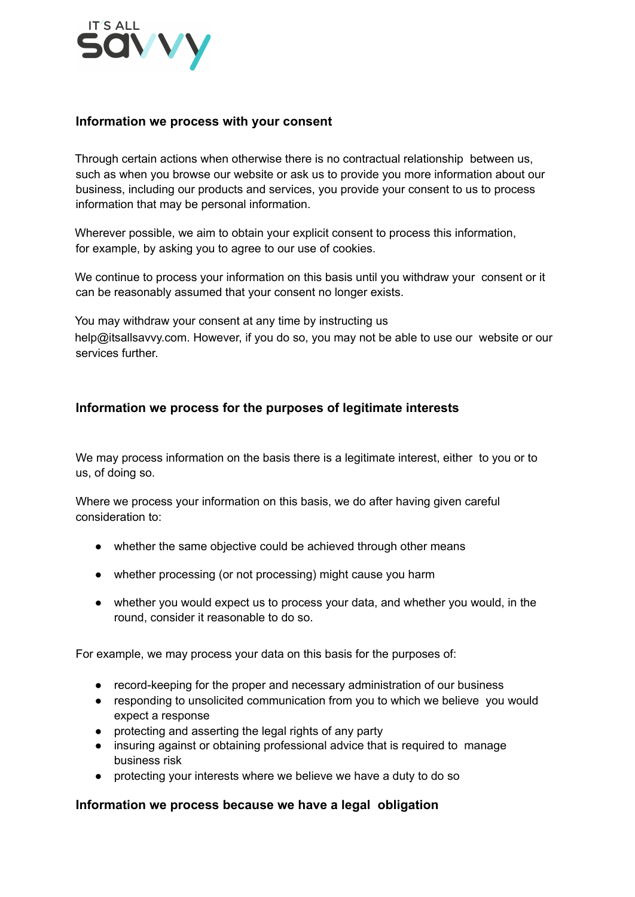### Information we process with your consent

Through certain actions when otherwise there is no contractual relationship between us, such as when you browse our website or ask us to provide you more information about our business, including our products and services, you provide your consent to us to process information that may be personal information.

Wherever possible, we aim to obtain your explicit consent to process this information, for example, by asking you to agree to our use of cookies.

We continue to process your information on this basis until you withdraw your consent or it can be reasonably assumed that your consent no longer exists.

You may withdraw your consent at any time by instructing us help@itsallsavvy.com. However, if you do so, you may not be able to use our website or our services further.

### Information we process for the purposes of legitimate interests

We may process information on the basis there is a legitimate interest, either to you or to us, of doing so.

Where we process your information on this basis, we do after having given careful consideration to:

- whether the same objective could be achieved through other means
- whether processing (or not processing) might cause you harm
- whether you would expect us to process your data, and whether you would, in the round, consider it reasonable to do so.

For example, we may process your data on this basis for the purposes of:

- record-keeping for the proper and necessary administration of our business
- responding to unsolicited communication from you to which we believe you would expect a response
- protecting and asserting the legal rights of any party
- insuring against or obtaining professional advice that is required to manage business risk
- protecting your interests where we believe we have a duty to do so

### Information we process because we have a legal obligation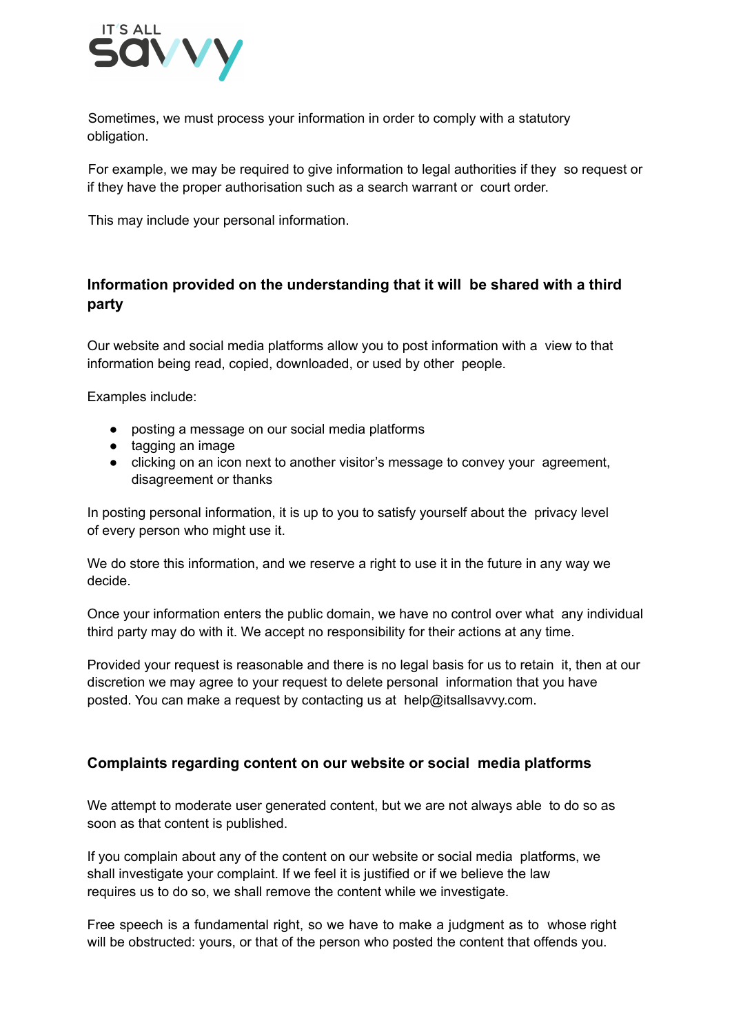Sometimes, we must process your information in order to comply with a statutory obligation.

For example, we may be required to give information to legal authorities if they so request or if they have the proper authorisation such as a search warrant or court order.

This may include your personal information.

## Information provided on the understanding that it will be shared with a third party

Our website and social media platforms allow you to post information with a view to that information being read, copied, downloaded, or used by other people.

Examples include:

- posting a message on our social media platforms
- tagging an image
- clicking on an icon next to another visitor's message to convey your agreement, disagreement or thanks

In posting personal information, it is up to you to satisfy yourself about the privacy level of every person who might use it.

We do store this information, and we reserve a right to use it in the future in any way we decide.

Once your information enters the public domain, we have no control over what any individual third party may do with it. We accept no responsibility for their actions at any time.

Provided your request is reasonable and there is no legal basis for us to retain it, then at our discretion we may agree to your request to delete personal information that you have posted. You can make a request by contacting us at help@itsallsavvy.com.

## Complaints regarding content on our website or social media platforms

We attempt to moderate user generated content, but we are not always able to do so as soon as that content is published.

If you complain about any of the content on our website or social media platforms, we shall investigate your complaint. If we feel it is justified or if we believe the law requires us to do so, we shall remove the content while we investigate.

Free speech is a fundamental right, so we have to make a judgment as to whose right will be obstructed: yours, or that of the person who posted the content that offends you.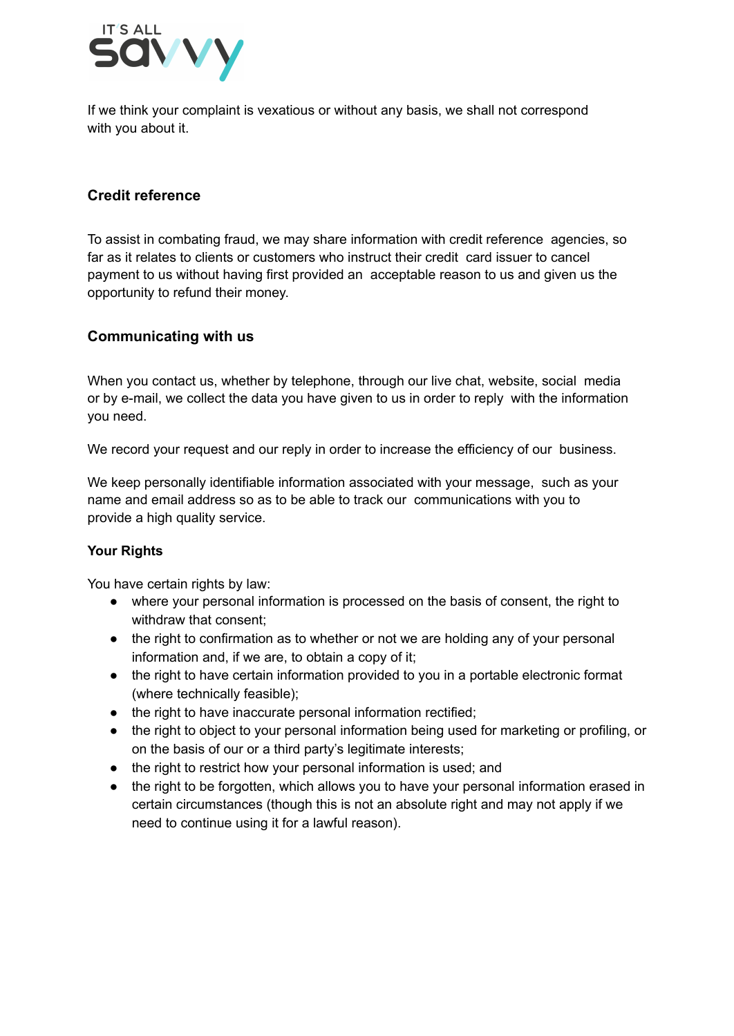If we think your complaint is vexatious or without any basis, we shall not correspond with you about it.

### Credit reference

To assist in combating fraud, we may share information with credit reference agencies, so far as it relates to clients or customers who instruct their credit card issuer to cancel payment to us without having first provided an acceptable reason to us and given us the opportunity to refund their money.

### Communicating with us

When you contact us, whether by telephone, through our live chat, website, social media or by e-mail, we collect the data you have given to us in order to reply with the information you need.

We record your request and our reply in order to increase the efficiency of our business.

We keep personally identifiable information associated with your message, such as your name and email address so as to be able to track our communications with you to provide a high quality service.

**Your Rights**

You have certain rights by law:

- where your personal information is processed on the basis of consent, the right to withdraw that consent;
- the right to confirmation as to whether or not we are holding any of your personal information and, if we are, to obtain a copy of it;
- the right to have certain information provided to you in a portable electronic format (where technically feasible);
- the right to have inaccurate personal information rectified;
- the right to object to your personal information being used for marketing or profiling, or on the basis of our or a third party's legitimate interests;
- the right to restrict how your personal information is used; and
- the right to be forgotten, which allows you to have your personal information erased in certain circumstances (though this is not an absolute right and may not apply if we need to continue using it for a lawful reason).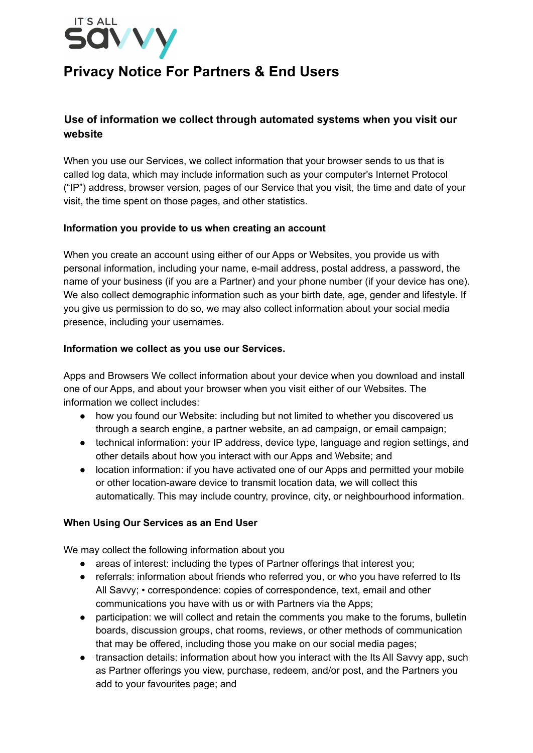# Privacy Notice For Partners & End Users

## Use of information we collect through automated systems when you visit our website

When you use our Services, we collect information that your browser sends to us that is called log data, which may include information such as your computer's Internet Protocol ("IP") address, browser version, pages of our Service that you visit, the time and date of your visit, the time spent on those pages, and other statistics.

**Information you provide to us when creating an account**

When you create an account using either of our Apps or Websites, you provide us with personal information, including your name, e-mail address, postal address, a password, the name of your business (if you are a Partner) and your phone number (if your device has one). We also collect demographic information such as your birth date, age, gender and lifestyle. If you give us permission to do so, we may also collect information about your social media presence, including your usernames.

**Information we collect as you use our Services.**

Apps and Browsers We collect information about your device when you download and install one of our Apps, and about your browser when you visit either of our Websites. The information we collect includes:

- how you found our Website: including but not limited to whether you discovered us through a search engine, a partner website, an ad campaign, or email campaign;
- technical information: your IP address, device type, language and region settings, and other details about how you interact with our Apps and Website; and
- location information: if you have activated one of our Apps and permitted your mobile or other location-aware device to transmit location data, we will collect this automatically. This may include country, province, city, or neighbourhood information.

**When Using Our Services as an End User**

We may collect the following information about you

- areas of interest: including the types of Partner offerings that interest you;
- referrals: information about friends who referred you, or who you have referred to Its All Savvy; • correspondence: copies of correspondence, text, email and other communications you have with us or with Partners via the Apps;
- participation: we will collect and retain the comments you make to the forums, bulletin boards, discussion groups, chat rooms, reviews, or other methods of communication that may be offered, including those you make on our social media pages;
- transaction details: information about how you interact with the Its All Savvy app, such as Partner offerings you view, purchase, redeem, and/or post, and the Partners you add to your favourites page; and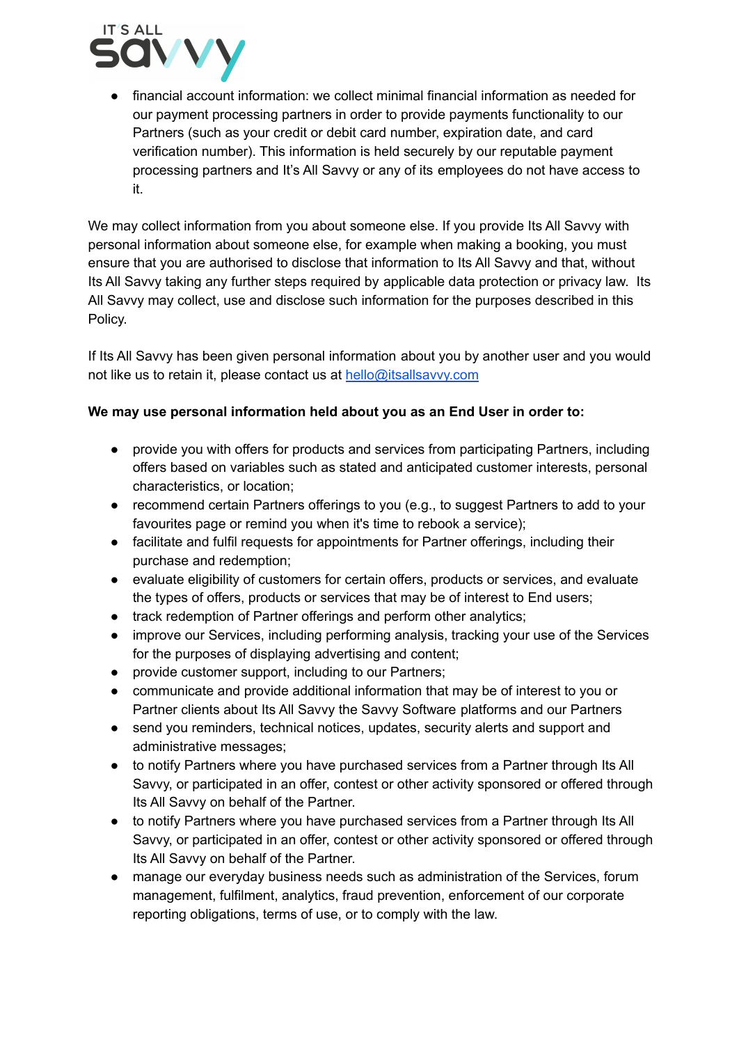- financial account information: we collect minimal financial information as needed for our payment processing partners in order to provide payments functionality to our Partners (such as your credit or debit card number, expiration date, and card verification number). This information is held securely by our reputable payment processing partners and It's All Savvy or any of its employees do not have access to it.

We may collect information from you about someone else. If you provide Its All Savvy with personal information about someone else, for example when making a booking, you must ensure that you are authorised to disclose that information to Its All Savvy and that, without Its All Savvy taking any further steps required by applicable data protection or privacy law. Its All Savvy may collect, use and disclose such information for the purposes described in this Policy.

If Its All Savvy has been given personal information about you by another user and you would not like us to retain it, please contact us at [hello@itsallsavvy.com](mailto:hello@itsallsavvy.com)

**We may use personal information held about you as an End User in order to:**

- provide you with offers for products and services from participating Partners, including offers based on variables such as stated and anticipated customer interests, personal characteristics, or location;
- recommend certain Partners offerings to you (e.g., to suggest Partners to add to your favourites page or remind you when it's time to rebook a service);
- facilitate and fulfil requests for appointments for Partner offerings, including their purchase and redemption;
- evaluate eligibility of customers for certain offers, products or services, and evaluate the types of offers, products or services that may be of interest to End users;
- track redemption of Partner offerings and perform other analytics;
- improve our Services, including performing analysis, tracking your use of the Services for the purposes of displaying advertising and content;
- provide customer support, including to our Partners;
- communicate and provide additional information that may be of interest to you or Partner clients about Its All Savvy the Savvy Software platforms and our Partners
- send you reminders, technical notices, updates, security alerts and support and administrative messages;
- to notify Partners where you have purchased services from a Partner through Its All Savvy, or participated in an offer, contest or other activity sponsored or offered through Its All Savvy on behalf of the Partner.
- to notify Partners where you have purchased services from a Partner through Its All Savvy, or participated in an offer, contest or other activity sponsored or offered through Its All Savvy on behalf of the Partner.
- manage our everyday business needs such as administration of the Services, forum management, fulfilment, analytics, fraud prevention, enforcement of our corporate reporting obligations, terms of use, or to comply with the law.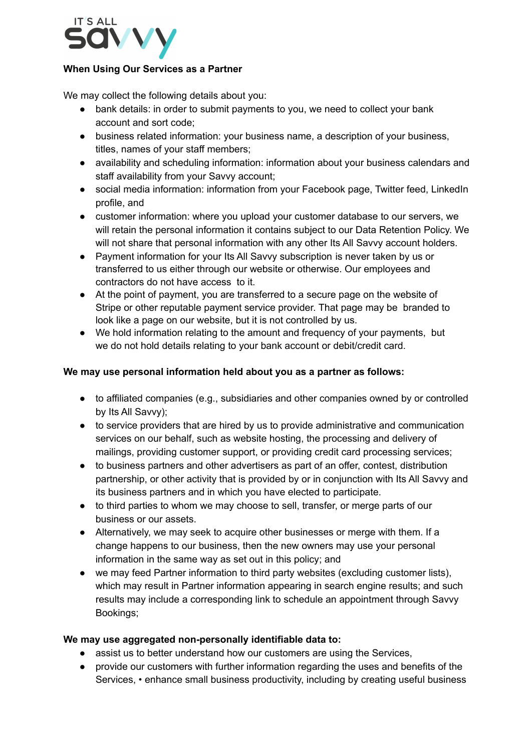**When Using Our Services as a Partner**

We may collect the following details about you:

- bank details: in order to submit payments to you, we need to collect your bank account and sort code;
- business related information: your business name, a description of your business, titles, names of your staff members;
- availability and scheduling information: information about your business calendars and staff availability from your Savvy account;
- social media information: information from your Facebook page, Twitter feed, LinkedIn profile, and
- customer information: where you upload your customer database to our servers, we will retain the personal information it contains subject to our Data Retention Policy. We will not share that personal information with any other Its All Savvy account holders.
- Payment information for your Its All Savvy subscription is never taken by us or transferred to us either through our website or otherwise. Our employees and contractors do not have access to it.
- At the point of payment, you are transferred to a secure page on the website of Stripe or other reputable payment service provider. That page may be branded to look like a page on our website, but it is not controlled by us.
- We hold information relating to the amount and frequency of your payments, but we do not hold details relating to your bank account or debit/credit card.

**We may use personal information held about you as a partner as follows:**

- to affiliated companies (e.g., subsidiaries and other companies owned by or controlled by Its All Savvy);
- to service providers that are hired by us to provide administrative and communication services on our behalf, such as website hosting, the processing and delivery of mailings, providing customer support, or providing credit card processing services;
- to business partners and other advertisers as part of an offer, contest, distribution partnership, or other activity that is provided by or in conjunction with Its All Savvy and its business partners and in which you have elected to participate.
- to third parties to whom we may choose to sell, transfer, or merge parts of our business or our assets.
- Alternatively, we may seek to acquire other businesses or merge with them. If a change happens to our business, then the new owners may use your personal information in the same way as set out in this policy; and
- we may feed Partner information to third party websites (excluding customer lists), which may result in Partner information appearing in search engine results; and such results may include a corresponding link to schedule an appointment through Savvy Bookings;

**We may use aggregated non-personally identifiable data to:**

- assist us to better understand how our customers are using the Services,
- provide our customers with further information regarding the uses and benefits of the Services, • enhance small business productivity, including by creating useful business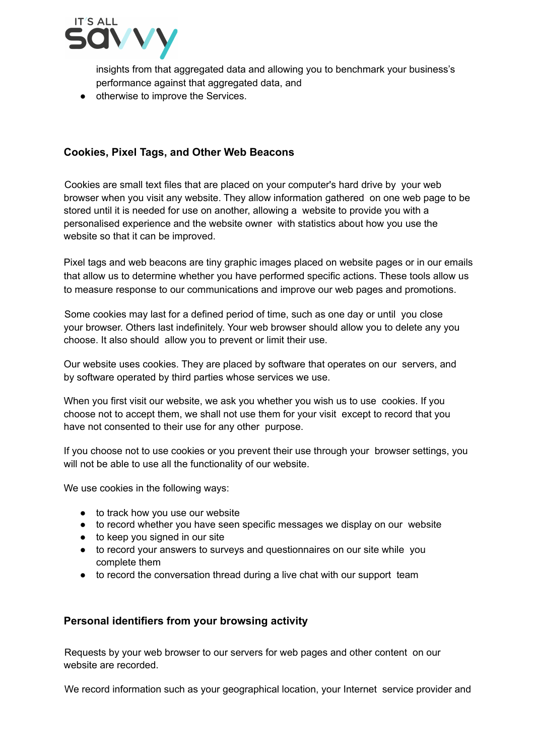insights from that aggregated data and allowing you to benchmark your business's performance against that aggregated data, and

- otherwise to improve the Services.

### Cookies, Pixel Tags, and Other Web Beacons

Cookies are small text files that are placed on your computer's hard drive by your web browser when you visit any website. They allow information gathered on one web page to be stored until it is needed for use on another, allowing a website to provide you with a personalised experience and the website owner with statistics about how you use the website so that it can be improved.

Pixel tags and web beacons are tiny graphic images placed on website pages or in our emails that allow us to determine whether you have performed specific actions. These tools allow us to measure response to our communications and improve our web pages and promotions.

Some cookies may last for a defined period of time, such as one day or until you close your browser. Others last indefinitely. Your web browser should allow you to delete any you choose. It also should allow you to prevent or limit their use.

Our website uses cookies. They are placed by software that operates on our servers, and by software operated by third parties whose services we use.

When you first visit our website, we ask you whether you wish us to use cookies. If you choose not to accept them, we shall not use them for your visit except to record that you have not consented to their use for any other purpose.

If you choose not to use cookies or you prevent their use through your browser settings, you will not be able to use all the functionality of our website.

We use cookies in the following ways:

- to track how you use our website
- to record whether you have seen specific messages we display on our website
- to keep you signed in our site
- to record your answers to surveys and questionnaires on our site while you complete them
- to record the conversation thread during a live chat with our support team

### Personal identifiers from your browsing activity

Requests by your web browser to our servers for web pages and other content on our website are recorded.

We record information such as your geographical location, your Internet service provider and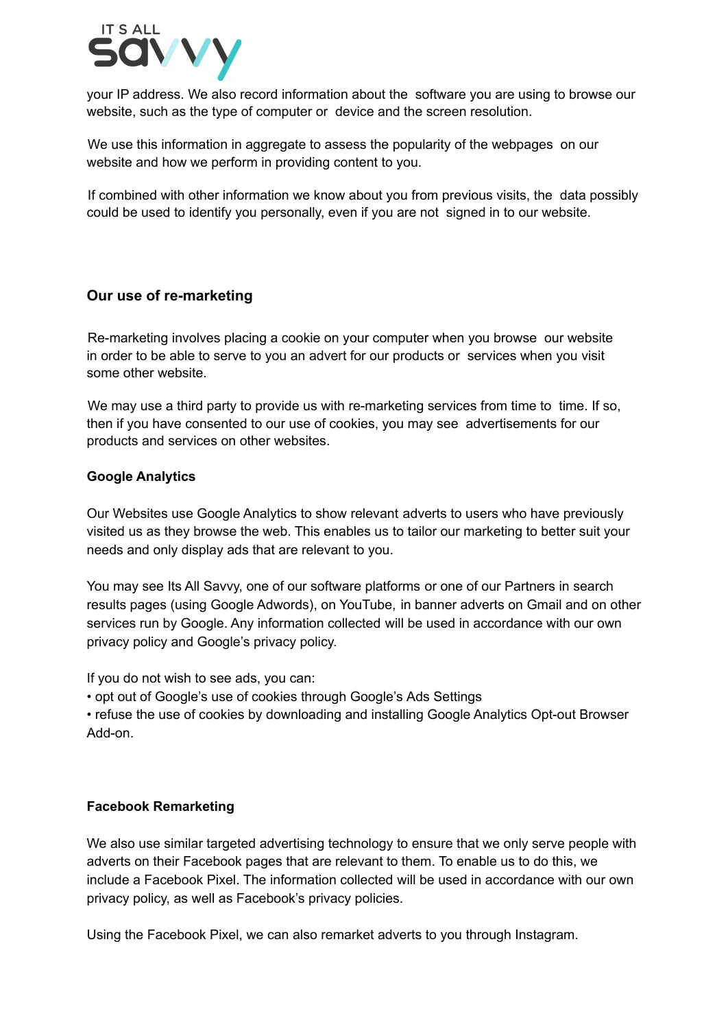your IP address. We also record information about the software you are using to browse our website, such as the type of computer or device and the screen resolution.

We use this information in aggregate to assess the popularity of the webpages on our website and how we perform in providing content to you.

If combined with other information we know about you from previous visits, the data possibly could be used to identify you personally, even if you are not signed in to our website.

### Our use of re-marketing

Re-marketing involves placing a cookie on your computer when you browse our website in order to be able to serve to you an advert for our products or services when you visit some other website.

We may use a third party to provide us with re-marketing services from time to time. If so, then if you have consented to our use of cookies, you may see advertisements for our products and services on other websites.

**Google Analytics**

Our Websites use Google Analytics to show relevant adverts to users who have previously visited us as they browse the web. This enables us to tailor our marketing to better suit your needs and only display ads that are relevant to you.

You may see Its All Savvy, one of our software platforms or one of our Partners in search results pages (using Google Adwords), on YouTube, in banner adverts on Gmail and on other services run by Google. Any information collected will be used in accordance with our own privacy policy and Google's privacy policy.

If you do not wish to see ads, you can:
- opt out of Google's use of cookies through Google's Ads Settings
- refuse the use of cookies by downloading and installing Google Analytics Opt-out Browser Add-on.

**Facebook Remarketing**

We also use similar targeted advertising technology to ensure that we only serve people with adverts on their Facebook pages that are relevant to them. To enable us to do this, we include a Facebook Pixel. The information collected will be used in accordance with our own privacy policy, as well as Facebook's privacy policies.

Using the Facebook Pixel, we can also remarket adverts to you through Instagram.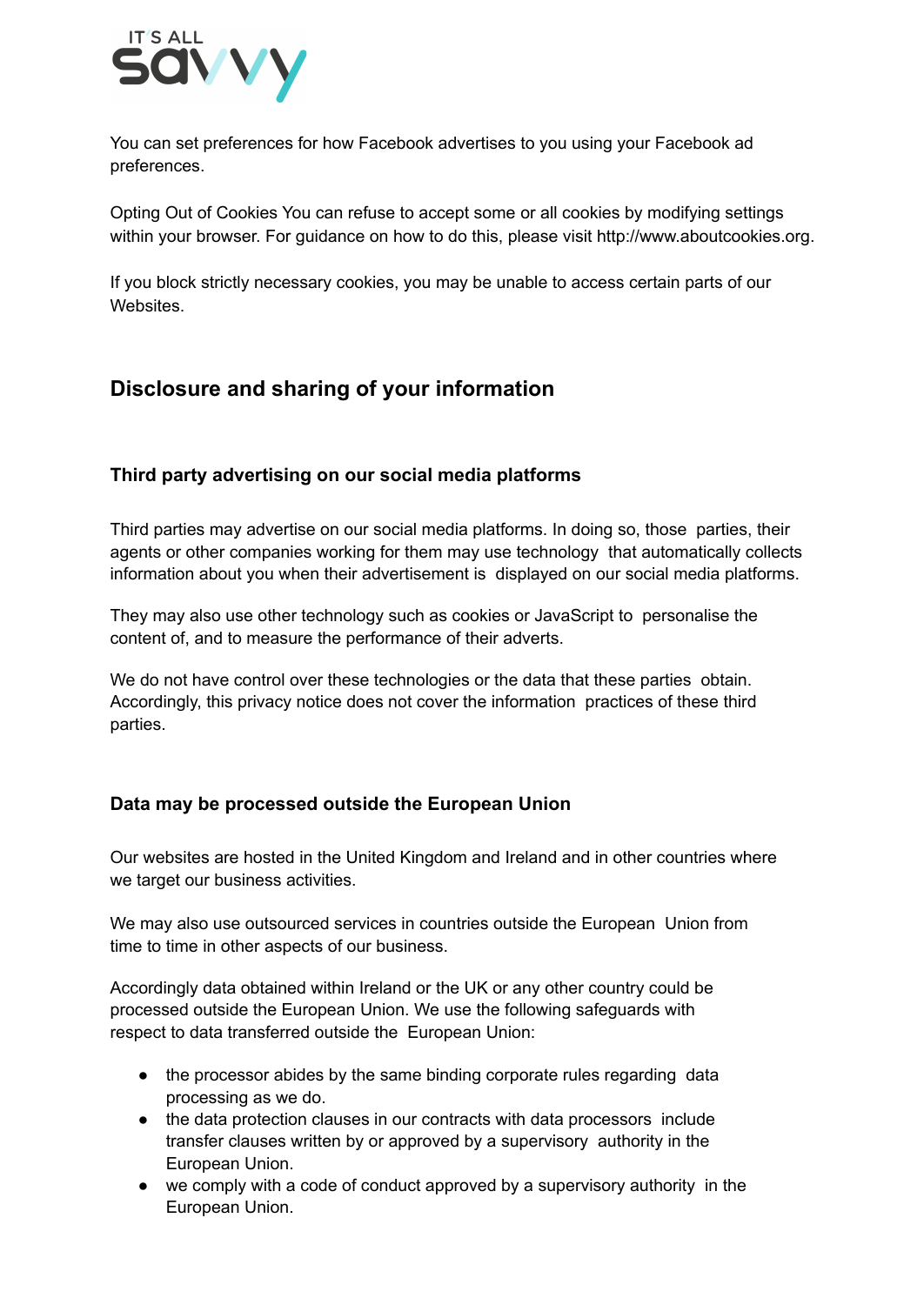You can set preferences for how Facebook advertises to you using your Facebook ad preferences.

Opting Out of Cookies You can refuse to accept some or all cookies by modifying settings within your browser. For guidance on how to do this, please visit http://www.aboutcookies.org.

If you block strictly necessary cookies, you may be unable to access certain parts of our Websites.

## Disclosure and sharing of your information

### Third party advertising on our social media platforms

Third parties may advertise on our social media platforms. In doing so, those parties, their agents or other companies working for them may use technology that automatically collects information about you when their advertisement is displayed on our social media platforms.

They may also use other technology such as cookies or JavaScript to personalise the content of, and to measure the performance of their adverts.

We do not have control over these technologies or the data that these parties obtain. Accordingly, this privacy notice does not cover the information practices of these third parties.

### Data may be processed outside the European Union

Our websites are hosted in the United Kingdom and Ireland and in other countries where we target our business activities.

We may also use outsourced services in countries outside the European Union from time to time in other aspects of our business.

Accordingly data obtained within Ireland or the UK or any other country could be processed outside the European Union. We use the following safeguards with respect to data transferred outside the European Union:

- the processor abides by the same binding corporate rules regarding data processing as we do.
- the data protection clauses in our contracts with data processors include transfer clauses written by or approved by a supervisory authority in the European Union.
- we comply with a code of conduct approved by a supervisory authority in the European Union.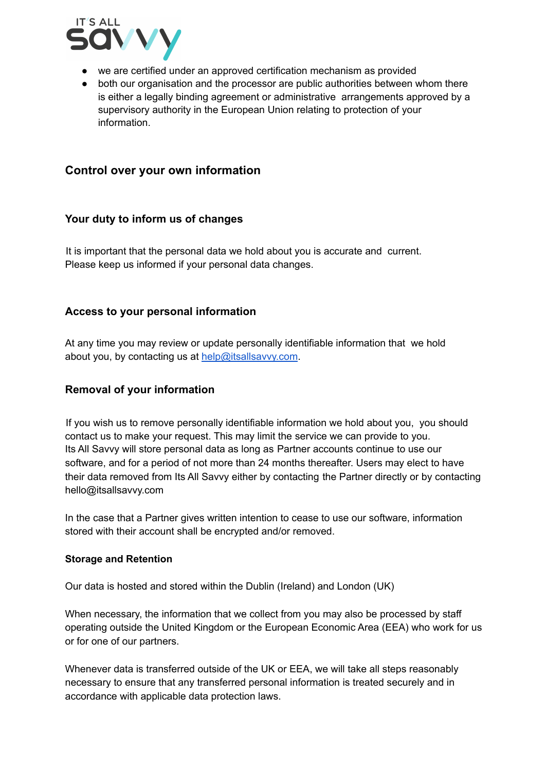- we are certified under an approved certification mechanism as provided
- both our organisation and the processor are public authorities between whom there is either a legally binding agreement or administrative arrangements approved by a supervisory authority in the European Union relating to protection of your information.

## Control over your own information

### Your duty to inform us of changes

It is important that the personal data we hold about you is accurate and current. Please keep us informed if your personal data changes.

### Access to your personal information

At any time you may review or update personally identifiable information that we hold about you, by contacting us at help@itsallsavvy.com.

### Removal of your information

If you wish us to remove personally identifiable information we hold about you, you should contact us to make your request. This may limit the service we can provide to you. Its All Savvy will store personal data as long as Partner accounts continue to use our software, and for a period of not more than 24 months thereafter. Users may elect to have their data removed from Its All Savvy either by contacting the Partner directly or by contacting hello@itsallsavvy.com

In the case that a Partner gives written intention to cease to use our software, information stored with their account shall be encrypted and/or removed.

#### Storage and Retention

Our data is hosted and stored within the Dublin (Ireland) and London (UK)

When necessary, the information that we collect from you may also be processed by staff operating outside the United Kingdom or the European Economic Area (EEA) who work for us or for one of our partners.

Whenever data is transferred outside of the UK or EEA, we will take all steps reasonably necessary to ensure that any transferred personal information is treated securely and in accordance with applicable data protection laws.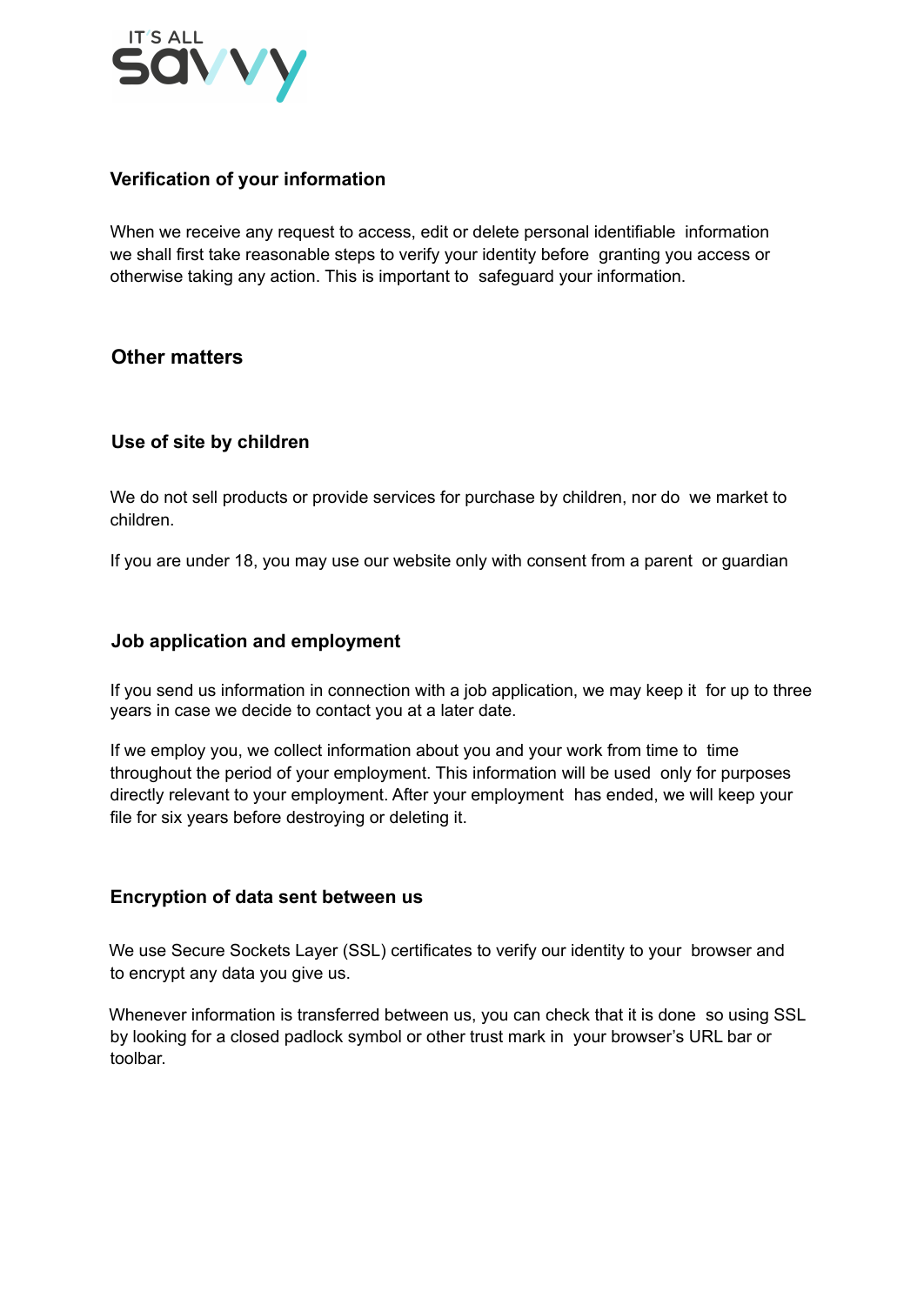### Verification of your information

When we receive any request to access, edit or delete personal identifiable information we shall first take reasonable steps to verify your identity before granting you access or otherwise taking any action. This is important to safeguard your information.

## Other matters

### Use of site by children

We do not sell products or provide services for purchase by children, nor do we market to children.

If you are under 18, you may use our website only with consent from a parent or guardian

### Job application and employment

If you send us information in connection with a job application, we may keep it for up to three years in case we decide to contact you at a later date.

If we employ you, we collect information about you and your work from time to time throughout the period of your employment. This information will be used only for purposes directly relevant to your employment. After your employment has ended, we will keep your file for six years before destroying or deleting it.

### Encryption of data sent between us

We use Secure Sockets Layer (SSL) certificates to verify our identity to your browser and to encrypt any data you give us.

Whenever information is transferred between us, you can check that it is done so using SSL by looking for a closed padlock symbol or other trust mark in your browser's URL bar or toolbar.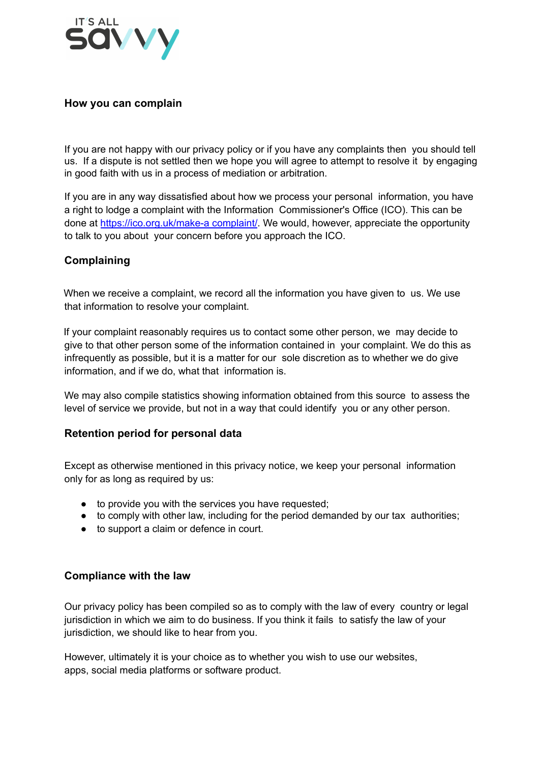### How you can complain

If you are not happy with our privacy policy or if you have any complaints then you should tell us. If a dispute is not settled then we hope you will agree to attempt to resolve it by engaging in good faith with us in a process of mediation or arbitration.

If you are in any way dissatisfied about how we process your personal information, you have a right to lodge a complaint with the Information Commissioner's Office (ICO). This can be done at https://ico.org.uk/make-a complaint/. We would, however, appreciate the opportunity to talk to you about your concern before you approach the ICO.

### Complaining

When we receive a complaint, we record all the information you have given to us. We use that information to resolve your complaint.

If your complaint reasonably requires us to contact some other person, we may decide to give to that other person some of the information contained in your complaint. We do this as infrequently as possible, but it is a matter for our sole discretion as to whether we do give information, and if we do, what that information is.

We may also compile statistics showing information obtained from this source to assess the level of service we provide, but not in a way that could identify you or any other person.

### Retention period for personal data

Except as otherwise mentioned in this privacy notice, we keep your personal information only for as long as required by us:

- to provide you with the services you have requested;
- to comply with other law, including for the period demanded by our tax authorities;
- to support a claim or defence in court.

### Compliance with the law

Our privacy policy has been compiled so as to comply with the law of every country or legal jurisdiction in which we aim to do business. If you think it fails to satisfy the law of your jurisdiction, we should like to hear from you.

However, ultimately it is your choice as to whether you wish to use our websites, apps, social media platforms or software product.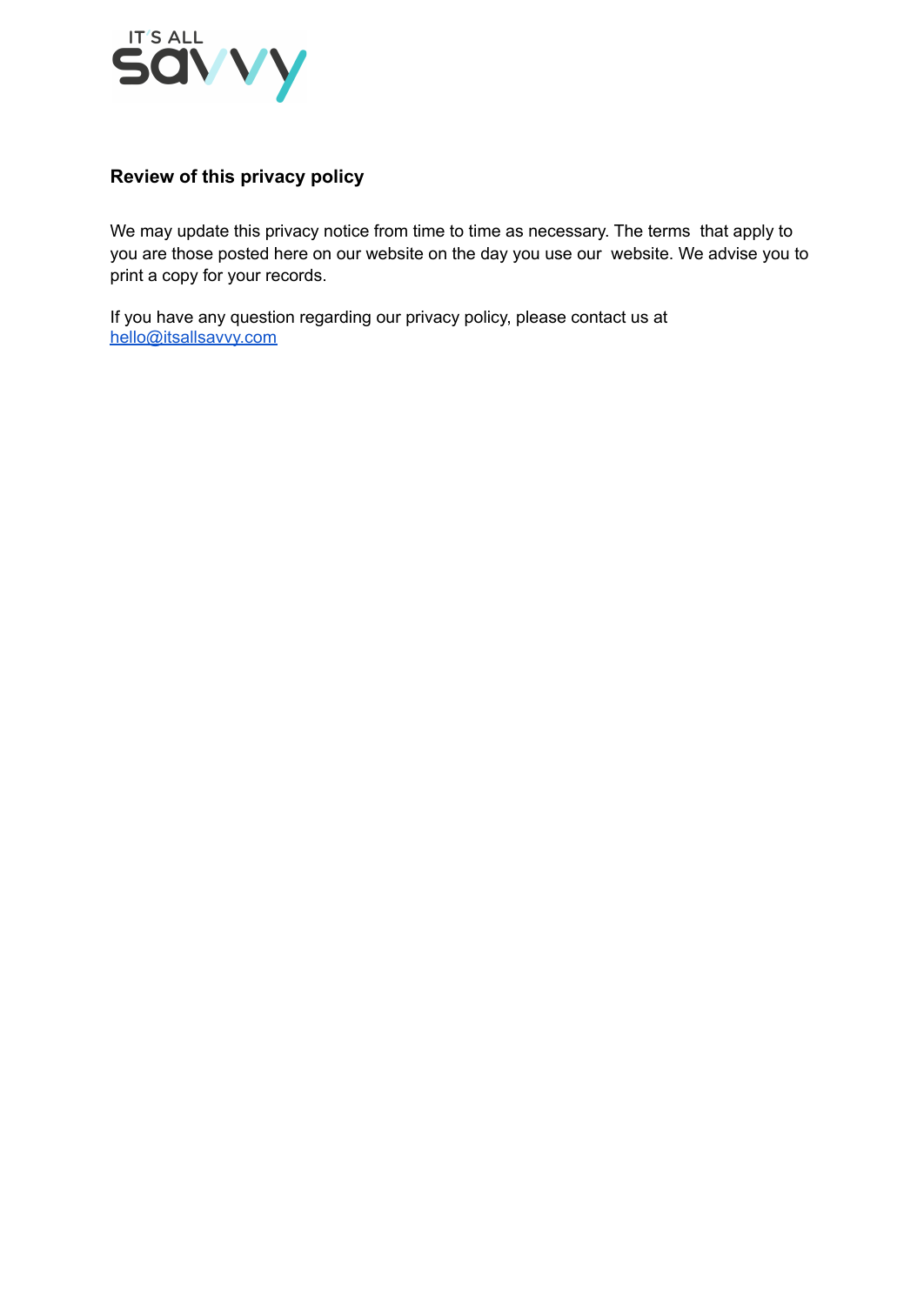**Review of this privacy policy**

We may update this privacy notice from time to time as necessary. The terms that apply to you are those posted here on our website on the day you use our website. We advise you to print a copy for your records.

If you have any question regarding our privacy policy, please contact us at hello@itsallsavvy.com